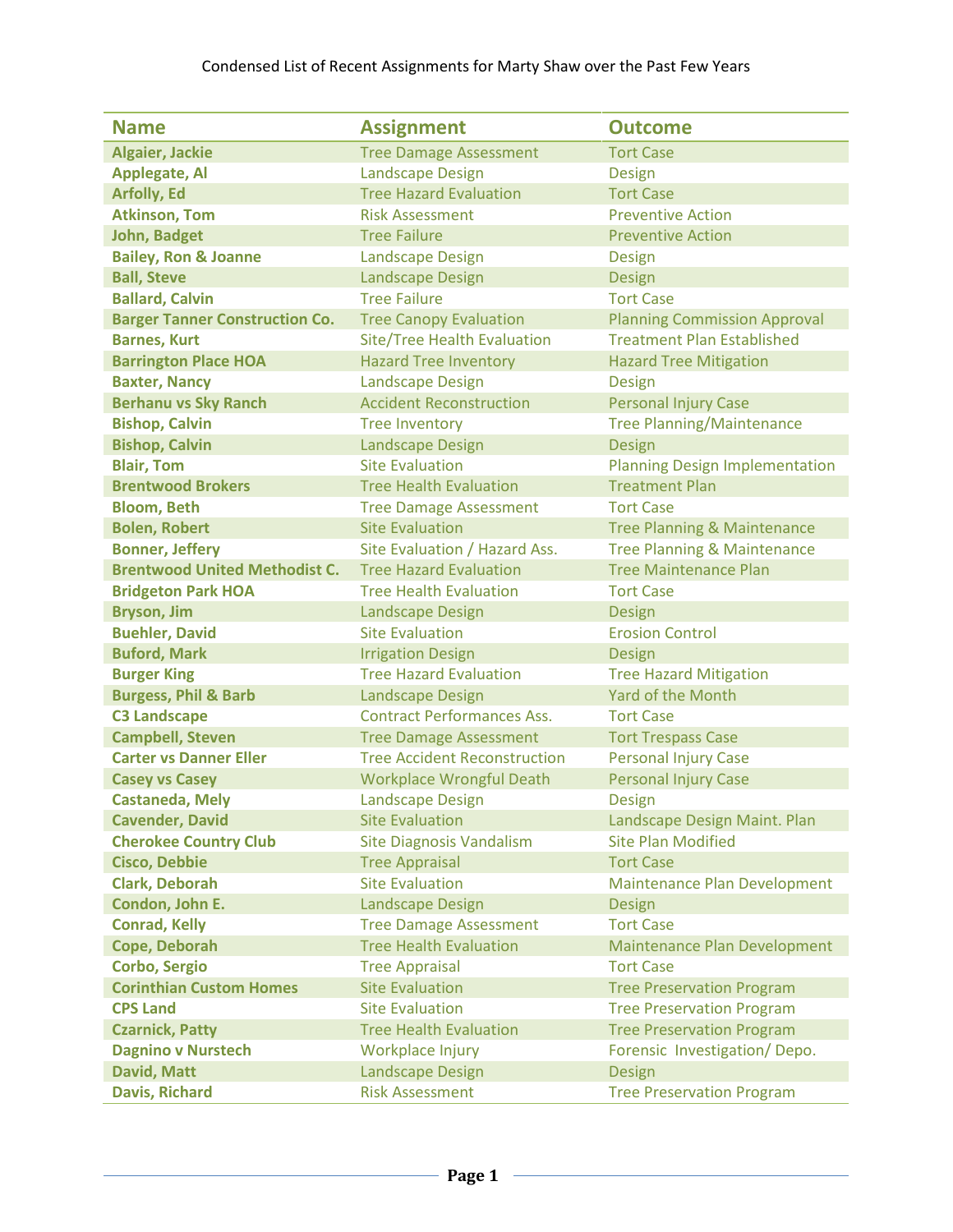Condensed List of Recent Assignments for Marty Shaw over the Past Few Years

| Name | Assignment | Outcome |
|---|---|---|
| Algaier, Jackie | Tree Damage Assessment | Tort Case |
| Applegate, Al | Landscape Design | Design |
| Arfolly, Ed | Tree Hazard Evaluation | Tort Case |
| Atkinson, Tom | Risk Assessment | Preventive Action |
| John, Badget | Tree Failure | Preventive Action |
| Bailey, Ron & Joanne | Landscape Design | Design |
| Ball, Steve | Landscape Design | Design |
| Ballard, Calvin | Tree Failure | Tort Case |
| Barger Tanner Construction Co. | Tree Canopy Evaluation | Planning Commission Approval |
| Barnes, Kurt | Site/Tree Health Evaluation | Treatment Plan Established |
| Barrington Place HOA | Hazard Tree Inventory | Hazard Tree Mitigation |
| Baxter, Nancy | Landscape Design | Design |
| Berhanu vs Sky Ranch | Accident Reconstruction | Personal Injury Case |
| Bishop, Calvin | Tree Inventory | Tree Planning/Maintenance |
| Bishop, Calvin | Landscape Design | Design |
| Blair, Tom | Site Evaluation | Planning Design Implementation |
| Brentwood Brokers | Tree Health Evaluation | Treatment Plan |
| Bloom, Beth | Tree Damage Assessment | Tort Case |
| Bolen, Robert | Site Evaluation | Tree Planning & Maintenance |
| Bonner, Jeffery | Site Evaluation / Hazard Ass. | Tree Planning & Maintenance |
| Brentwood United Methodist C. | Tree Hazard Evaluation | Tree Maintenance Plan |
| Bridgeton Park HOA | Tree Health Evaluation | Tort Case |
| Bryson, Jim | Landscape Design | Design |
| Buehler, David | Site Evaluation | Erosion Control |
| Buford, Mark | Irrigation Design | Design |
| Burger King | Tree Hazard Evaluation | Tree Hazard Mitigation |
| Burgess, Phil & Barb | Landscape Design | Yard of the Month |
| C3 Landscape | Contract Performances Ass. | Tort Case |
| Campbell, Steven | Tree Damage Assessment | Tort Trespass Case |
| Carter vs Danner Eller | Tree Accident Reconstruction | Personal Injury Case |
| Casey vs Casey | Workplace Wrongful Death | Personal Injury Case |
| Castaneda, Mely | Landscape Design | Design |
| Cavender, David | Site Evaluation | Landscape Design Maint. Plan |
| Cherokee Country Club | Site Diagnosis Vandalism | Site Plan Modified |
| Cisco, Debbie | Tree Appraisal | Tort Case |
| Clark, Deborah | Site Evaluation | Maintenance Plan Development |
| Condon, John E. | Landscape Design | Design |
| Conrad, Kelly | Tree Damage Assessment | Tort Case |
| Cope, Deborah | Tree Health Evaluation | Maintenance Plan Development |
| Corbo, Sergio | Tree Appraisal | Tort Case |
| Corinthian Custom Homes | Site Evaluation | Tree Preservation Program |
| CPS Land | Site Evaluation | Tree Preservation Program |
| Czarnick, Patty | Tree Health Evaluation | Tree Preservation Program |
| Dagnino v Nurstech | Workplace Injury | Forensic Investigation/ Depo. |
| David, Matt | Landscape Design | Design |
| Davis, Richard | Risk Assessment | Tree Preservation Program |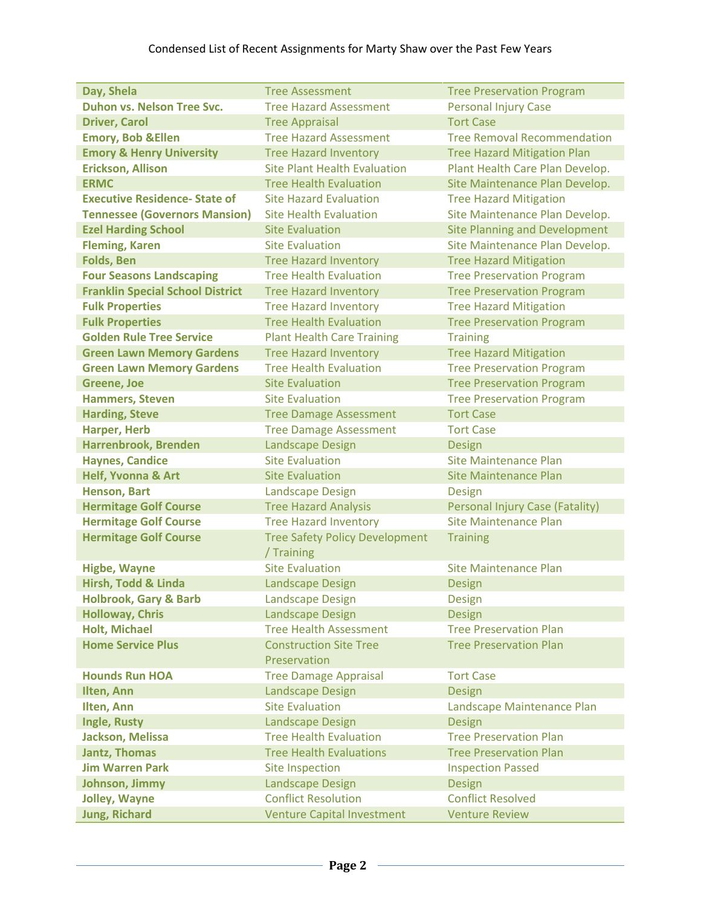Condensed List of Recent Assignments for Marty Shaw over the Past Few Years

| | | |
|---|---|---|
| **Day, Shela** | Tree Assessment | Tree Preservation Program |
| **Duhon vs. Nelson Tree Svc.** | Tree Hazard Assessment | Personal Injury Case |
| **Driver, Carol** | Tree Appraisal | Tort Case |
| **Emory, Bob &Ellen** | Tree Hazard Assessment | Tree Removal Recommendation |
| **Emory & Henry University** | Tree Hazard Inventory | Tree Hazard Mitigation Plan |
| **Erickson, Allison** | Site Plant Health Evaluation | Plant Health Care Plan Develop. |
| **ERMC** | Tree Health Evaluation | Site Maintenance Plan Develop. |
| **Executive Residence- State of Tennessee (Governors Mansion)** | Site Hazard Evaluation<br>Site Health Evaluation | Tree Hazard Mitigation<br>Site Maintenance Plan Develop. |
| **Ezel Harding School** | Site Evaluation | Site Planning and Development |
| **Fleming, Karen** | Site Evaluation | Site Maintenance Plan Develop. |
| **Folds, Ben** | Tree Hazard Inventory | Tree Hazard Mitigation |
| **Four Seasons Landscaping** | Tree Health Evaluation | Tree Preservation Program |
| **Franklin Special School District** | Tree Hazard Inventory | Tree Preservation Program |
| **Fulk Properties** | Tree Hazard Inventory | Tree Hazard Mitigation |
| **Fulk Properties** | Tree Health Evaluation | Tree Preservation Program |
| **Golden Rule Tree Service** | Plant Health Care Training | Training |
| **Green Lawn Memory Gardens** | Tree Hazard Inventory | Tree Hazard Mitigation |
| **Green Lawn Memory Gardens** | Tree Health Evaluation | Tree Preservation Program |
| **Greene, Joe** | Site Evaluation | Tree Preservation Program |
| **Hammers, Steven** | Site Evaluation | Tree Preservation Program |
| **Harding, Steve** | Tree Damage Assessment | Tort Case |
| **Harper, Herb** | Tree Damage Assessment | Tort Case |
| **Harrenbrook, Brenden** | Landscape Design | Design |
| **Haynes, Candice** | Site Evaluation | Site Maintenance Plan |
| **Helf, Yvonna & Art** | Site Evaluation | Site Maintenance Plan |
| **Henson, Bart** | Landscape Design | Design |
| **Hermitage Golf Course** | Tree Hazard Analysis | Personal Injury Case (Fatality) |
| **Hermitage Golf Course** | Tree Hazard Inventory | Site Maintenance Plan |
| **Hermitage Golf Course** | Tree Safety Policy Development / Training | Training |
| **Higbe, Wayne** | Site Evaluation | Site Maintenance Plan |
| **Hirsh, Todd & Linda** | Landscape Design | Design |
| **Holbrook, Gary & Barb** | Landscape Design | Design |
| **Holloway, Chris** | Landscape Design | Design |
| **Holt, Michael** | Tree Health Assessment | Tree Preservation Plan |
| **Home Service Plus** | Construction Site Tree Preservation | Tree Preservation Plan |
| **Hounds Run HOA** | Tree Damage Appraisal | Tort Case |
| **Ilten, Ann** | Landscape Design | Design |
| **Ilten, Ann** | Site Evaluation | Landscape Maintenance Plan |
| **Ingle, Rusty** | Landscape Design | Design |
| **Jackson, Melissa** | Tree Health Evaluation | Tree Preservation Plan |
| **Jantz, Thomas** | Tree Health Evaluations | Tree Preservation Plan |
| **Jim Warren Park** | Site Inspection | Inspection Passed |
| **Johnson, Jimmy** | Landscape Design | Design |
| **Jolley, Wayne** | Conflict Resolution | Conflict Resolved |
| **Jung, Richard** | Venture Capital Investment | Venture Review |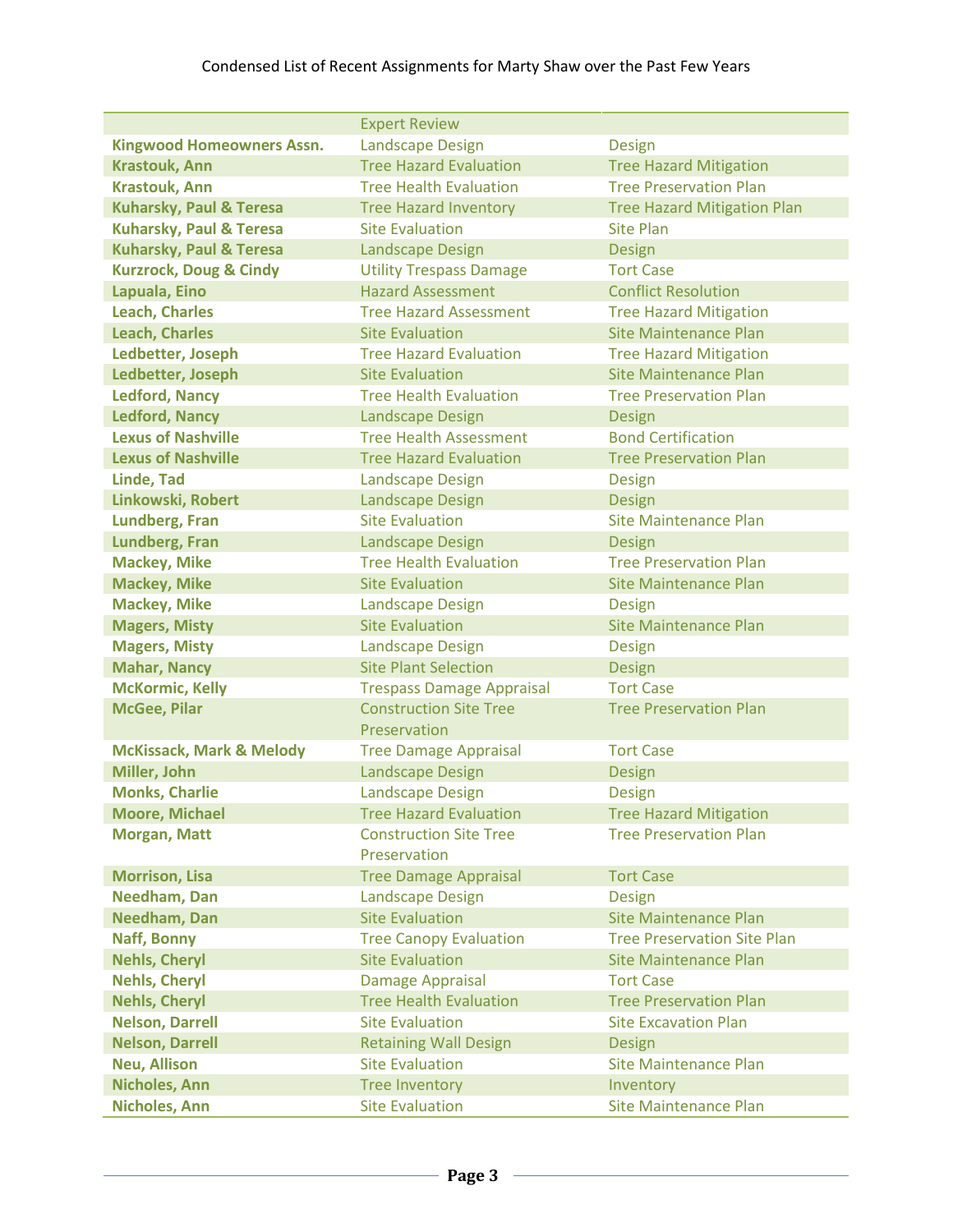Condensed List of Recent Assignments for Marty Shaw over the Past Few Years

| | Expert Review | |
|---|---|---|
| **Kingwood Homeowners Assn.** | Landscape Design | Design |
| **Krastouk, Ann** | Tree Hazard Evaluation | Tree Hazard Mitigation |
| **Krastouk, Ann** | Tree Health Evaluation | Tree Preservation Plan |
| **Kuharsky, Paul & Teresa** | Tree Hazard Inventory | Tree Hazard Mitigation Plan |
| **Kuharsky, Paul & Teresa** | Site Evaluation | Site Plan |
| **Kuharsky, Paul & Teresa** | Landscape Design | Design |
| **Kurzrock, Doug & Cindy** | Utility Trespass Damage | Tort Case |
| **Lapuala, Eino** | Hazard Assessment | Conflict Resolution |
| **Leach, Charles** | Tree Hazard Assessment | Tree Hazard Mitigation |
| **Leach, Charles** | Site Evaluation | Site Maintenance Plan |
| **Ledbetter, Joseph** | Tree Hazard Evaluation | Tree Hazard Mitigation |
| **Ledbetter, Joseph** | Site Evaluation | Site Maintenance Plan |
| **Ledford, Nancy** | Tree Health Evaluation | Tree Preservation Plan |
| **Ledford, Nancy** | Landscape Design | Design |
| **Lexus of Nashville** | Tree Health Assessment | Bond Certification |
| **Lexus of Nashville** | Tree Hazard Evaluation | Tree Preservation Plan |
| **Linde, Tad** | Landscape Design | Design |
| **Linkowski, Robert** | Landscape Design | Design |
| **Lundberg, Fran** | Site Evaluation | Site Maintenance Plan |
| **Lundberg, Fran** | Landscape Design | Design |
| **Mackey, Mike** | Tree Health Evaluation | Tree Preservation Plan |
| **Mackey, Mike** | Site Evaluation | Site Maintenance Plan |
| **Mackey, Mike** | Landscape Design | Design |
| **Magers, Misty** | Site Evaluation | Site Maintenance Plan |
| **Magers, Misty** | Landscape Design | Design |
| **Mahar, Nancy** | Site Plant Selection | Design |
| **McKormic, Kelly** | Trespass Damage Appraisal | Tort Case |
| **McGee, Pilar** | Construction Site Tree Preservation | Tree Preservation Plan |
| **McKissack, Mark & Melody** | Tree Damage Appraisal | Tort Case |
| **Miller, John** | Landscape Design | Design |
| **Monks, Charlie** | Landscape Design | Design |
| **Moore, Michael** | Tree Hazard Evaluation | Tree Hazard Mitigation |
| **Morgan, Matt** | Construction Site Tree Preservation | Tree Preservation Plan |
| **Morrison, Lisa** | Tree Damage Appraisal | Tort Case |
| **Needham, Dan** | Landscape Design | Design |
| **Needham, Dan** | Site Evaluation | Site Maintenance Plan |
| **Naff, Bonny** | Tree Canopy Evaluation | Tree Preservation Site Plan |
| **Nehls, Cheryl** | Site Evaluation | Site Maintenance Plan |
| **Nehls, Cheryl** | Damage Appraisal | Tort Case |
| **Nehls, Cheryl** | Tree Health Evaluation | Tree Preservation Plan |
| **Nelson, Darrell** | Site Evaluation | Site Excavation Plan |
| **Nelson, Darrell** | Retaining Wall Design | Design |
| **Neu, Allison** | Site Evaluation | Site Maintenance Plan |
| **Nicholes, Ann** | Tree Inventory | Inventory |
| **Nicholes, Ann** | Site Evaluation | Site Maintenance Plan |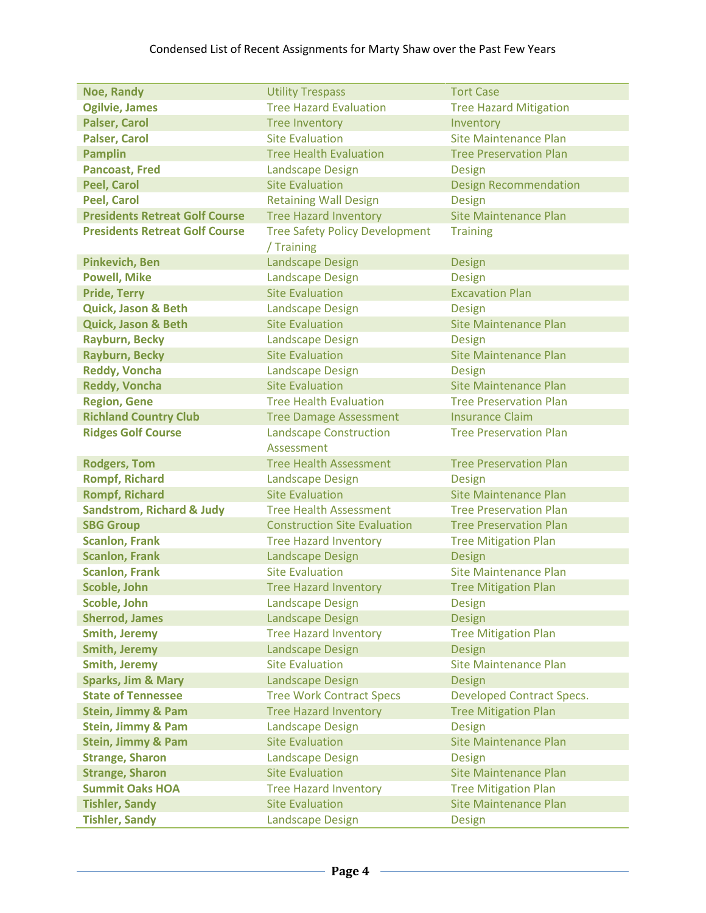Condensed List of Recent Assignments for Marty Shaw over the Past Few Years

| | | |
|---|---|---|
| **Noe, Randy** | Utility Trespass | Tort Case |
| **Ogilvie, James** | Tree Hazard Evaluation | Tree Hazard Mitigation |
| **Palser, Carol** | Tree Inventory | Inventory |
| **Palser, Carol** | Site Evaluation | Site Maintenance Plan |
| **Pamplin** | Tree Health Evaluation | Tree Preservation Plan |
| **Pancoast, Fred** | Landscape Design | Design |
| **Peel, Carol** | Site Evaluation | Design Recommendation |
| **Peel, Carol** | Retaining Wall Design | Design |
| **Presidents Retreat Golf Course** | Tree Hazard Inventory | Site Maintenance Plan |
| **Presidents Retreat Golf Course** | Tree Safety Policy Development / Training | Training |
| **Pinkevich, Ben** | Landscape Design | Design |
| **Powell, Mike** | Landscape Design | Design |
| **Pride, Terry** | Site Evaluation | Excavation Plan |
| **Quick, Jason & Beth** | Landscape Design | Design |
| **Quick, Jason & Beth** | Site Evaluation | Site Maintenance Plan |
| **Rayburn, Becky** | Landscape Design | Design |
| **Rayburn, Becky** | Site Evaluation | Site Maintenance Plan |
| **Reddy, Voncha** | Landscape Design | Design |
| **Reddy, Voncha** | Site Evaluation | Site Maintenance Plan |
| **Region, Gene** | Tree Health Evaluation | Tree Preservation Plan |
| **Richland Country Club** | Tree Damage Assessment | Insurance Claim |
| **Ridges Golf Course** | Landscape Construction Assessment | Tree Preservation Plan |
| **Rodgers, Tom** | Tree Health Assessment | Tree Preservation Plan |
| **Rompf, Richard** | Landscape Design | Design |
| **Rompf, Richard** | Site Evaluation | Site Maintenance Plan |
| **Sandstrom, Richard & Judy** | Tree Health Assessment | Tree Preservation Plan |
| **SBG Group** | Construction Site Evaluation | Tree Preservation Plan |
| **Scanlon, Frank** | Tree Hazard Inventory | Tree Mitigation Plan |
| **Scanlon, Frank** | Landscape Design | Design |
| **Scanlon, Frank** | Site Evaluation | Site Maintenance Plan |
| **Scoble, John** | Tree Hazard Inventory | Tree Mitigation Plan |
| **Scoble, John** | Landscape Design | Design |
| **Sherrod, James** | Landscape Design | Design |
| **Smith, Jeremy** | Tree Hazard Inventory | Tree Mitigation Plan |
| **Smith, Jeremy** | Landscape Design | Design |
| **Smith, Jeremy** | Site Evaluation | Site Maintenance Plan |
| **Sparks, Jim & Mary** | Landscape Design | Design |
| **State of Tennessee** | Tree Work Contract Specs | Developed Contract Specs. |
| **Stein, Jimmy & Pam** | Tree Hazard Inventory | Tree Mitigation Plan |
| **Stein, Jimmy & Pam** | Landscape Design | Design |
| **Stein, Jimmy & Pam** | Site Evaluation | Site Maintenance Plan |
| **Strange, Sharon** | Landscape Design | Design |
| **Strange, Sharon** | Site Evaluation | Site Maintenance Plan |
| **Summit Oaks HOA** | Tree Hazard Inventory | Tree Mitigation Plan |
| **Tishler, Sandy** | Site Evaluation | Site Maintenance Plan |
| **Tishler, Sandy** | Landscape Design | Design |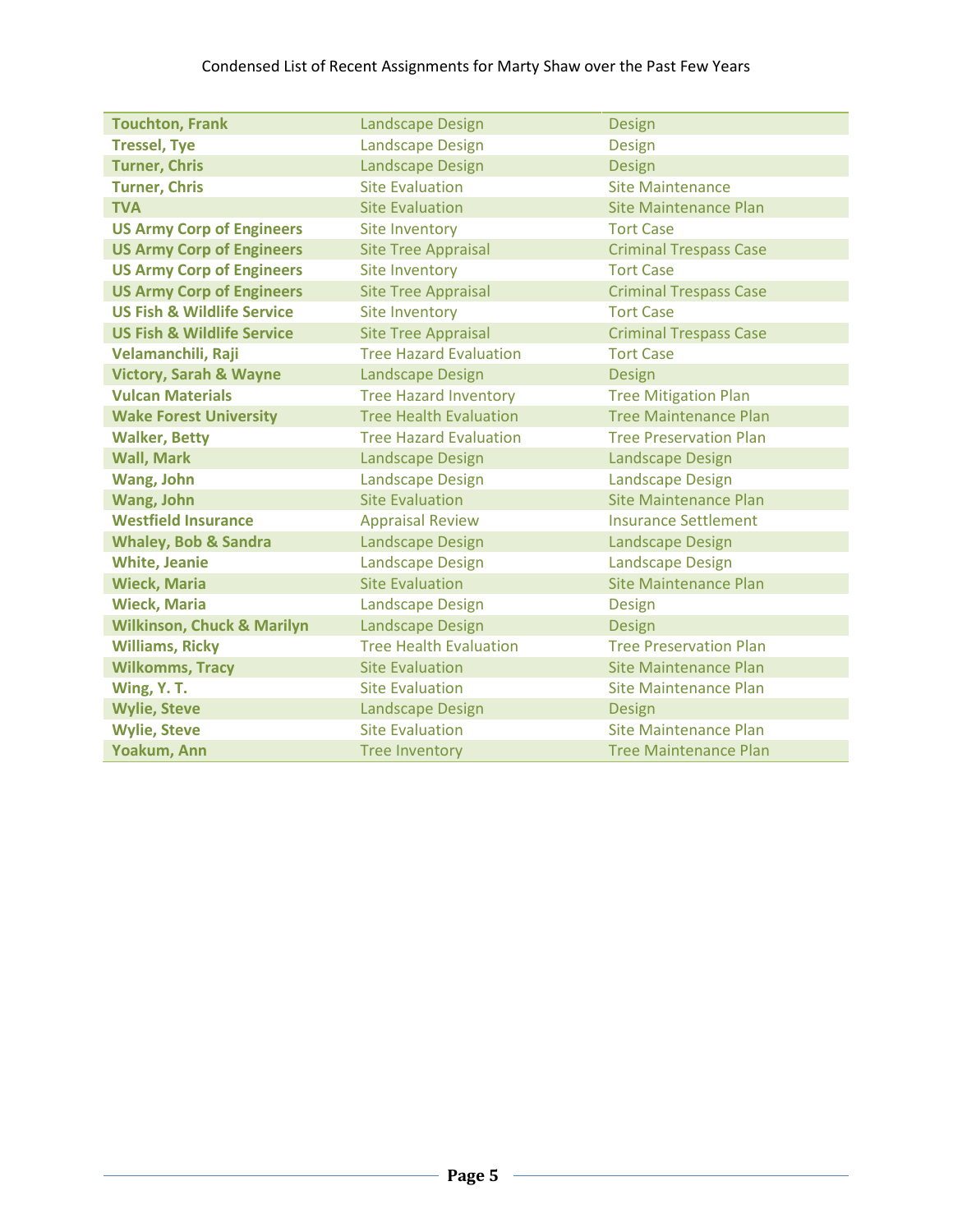Condensed List of Recent Assignments for Marty Shaw over the Past Few Years

| | | |
|---|---|---|
| **Touchton, Frank** | Landscape Design | Design |
| **Tressel, Tye** | Landscape Design | Design |
| **Turner, Chris** | Landscape Design | Design |
| **Turner, Chris** | Site Evaluation | Site Maintenance |
| **TVA** | Site Evaluation | Site Maintenance Plan |
| **US Army Corp of Engineers** | Site Inventory | Tort Case |
| **US Army Corp of Engineers** | Site Tree Appraisal | Criminal Trespass Case |
| **US Army Corp of Engineers** | Site Inventory | Tort Case |
| **US Army Corp of Engineers** | Site Tree Appraisal | Criminal Trespass Case |
| **US Fish & Wildlife Service** | Site Inventory | Tort Case |
| **US Fish & Wildlife Service** | Site Tree Appraisal | Criminal Trespass Case |
| **Velamanchili, Raji** | Tree Hazard Evaluation | Tort Case |
| **Victory, Sarah & Wayne** | Landscape Design | Design |
| **Vulcan Materials** | Tree Hazard Inventory | Tree Mitigation Plan |
| **Wake Forest University** | Tree Health Evaluation | Tree Maintenance Plan |
| **Walker, Betty** | Tree Hazard Evaluation | Tree Preservation Plan |
| **Wall, Mark** | Landscape Design | Landscape Design |
| **Wang, John** | Landscape Design | Landscape Design |
| **Wang, John** | Site Evaluation | Site Maintenance Plan |
| **Westfield Insurance** | Appraisal Review | Insurance Settlement |
| **Whaley, Bob & Sandra** | Landscape Design | Landscape Design |
| **White, Jeanie** | Landscape Design | Landscape Design |
| **Wieck, Maria** | Site Evaluation | Site Maintenance Plan |
| **Wieck, Maria** | Landscape Design | Design |
| **Wilkinson, Chuck & Marilyn** | Landscape Design | Design |
| **Williams, Ricky** | Tree Health Evaluation | Tree Preservation Plan |
| **Wilkomms, Tracy** | Site Evaluation | Site Maintenance Plan |
| **Wing, Y. T.** | Site Evaluation | Site Maintenance Plan |
| **Wylie, Steve** | Landscape Design | Design |
| **Wylie, Steve** | Site Evaluation | Site Maintenance Plan |
| **Yoakum, Ann** | Tree Inventory | Tree Maintenance Plan |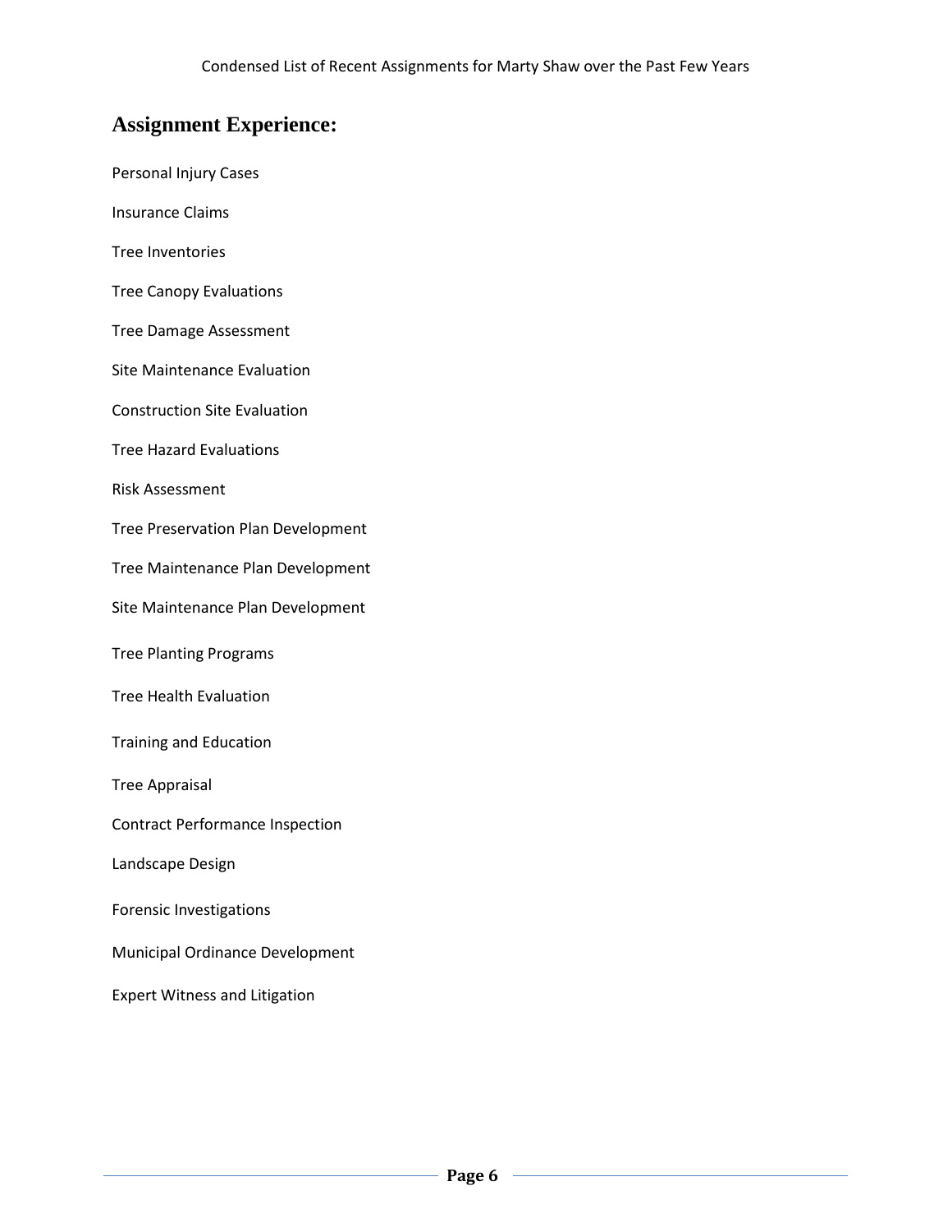Condensed List of Recent Assignments for Marty Shaw over the Past Few Years

## Assignment Experience:

Personal Injury Cases

Insurance Claims

Tree Inventories

Tree Canopy Evaluations

Tree Damage Assessment

Site Maintenance Evaluation

Construction Site Evaluation

Tree Hazard Evaluations

Risk Assessment

Tree Preservation Plan Development

Tree Maintenance Plan Development

Site Maintenance Plan Development

Tree Planting Programs

Tree Health Evaluation

Training and Education

Tree Appraisal

Contract Performance Inspection

Landscape Design

Forensic Investigations

Municipal Ordinance Development

Expert Witness and Litigation